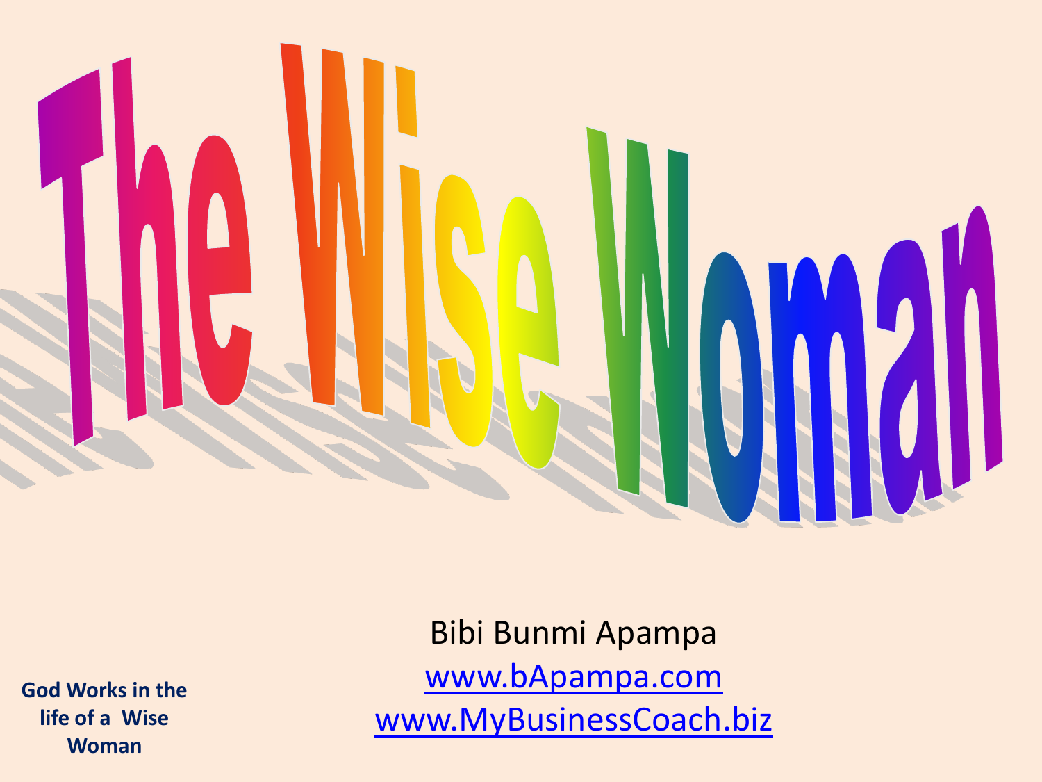# The Wise Woman

Bibi Bunmi Apampa

[www.bApampa.com](http://www.bApampa.com)

[www.MyBusinessCoach.biz](http://www.MyBusinessCoach.biz)

**God Works in the life of a Wise Woman**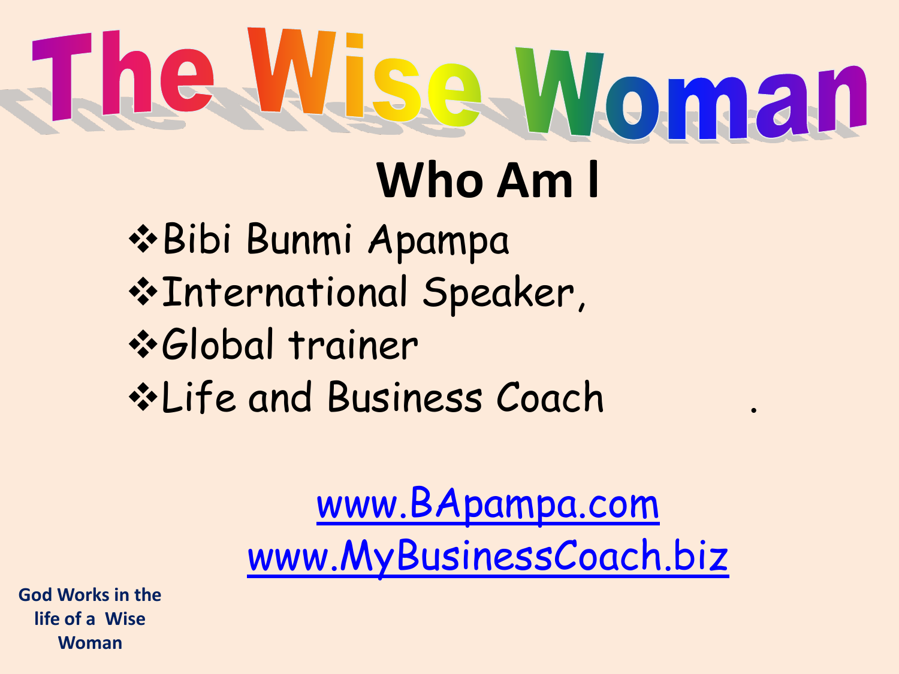# The Wise Woman

## Who Am I

- Bibi Bunmi Apampa
- International Speaker,
- Global trainer
- Life and Business Coach .

[www.BApampa.com](http://www.BApampa.com)
[www.MyBusinessCoach.biz](http://www.MyBusinessCoach.biz)

**God Works in the life of a Wise Woman**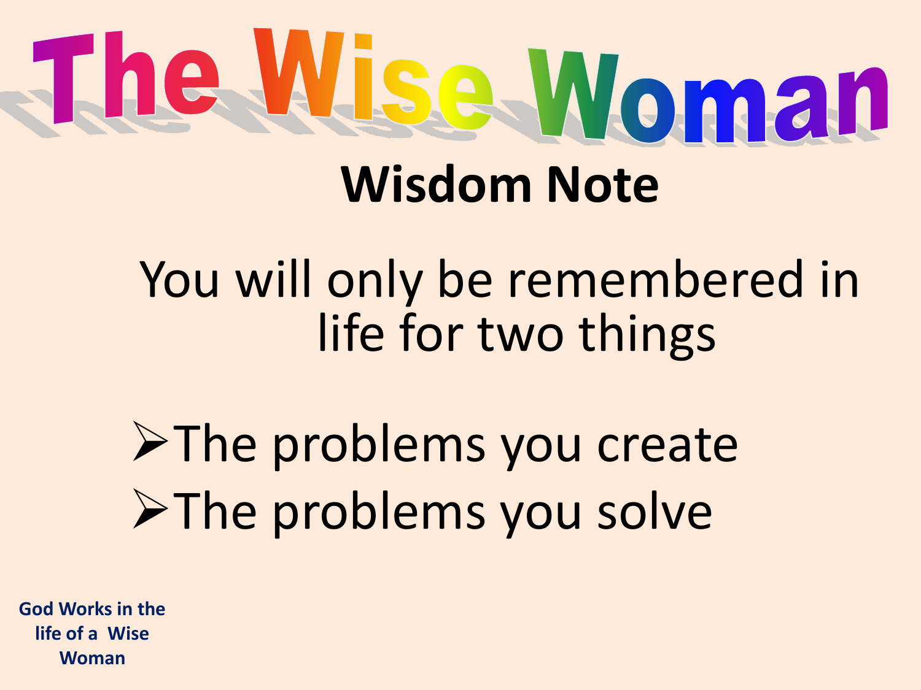# The Wise Woman

## Wisdom Note

You will only be remembered in life for two things

- The problems you create
- The problems you solve

**God Works in the life of a Wise Woman**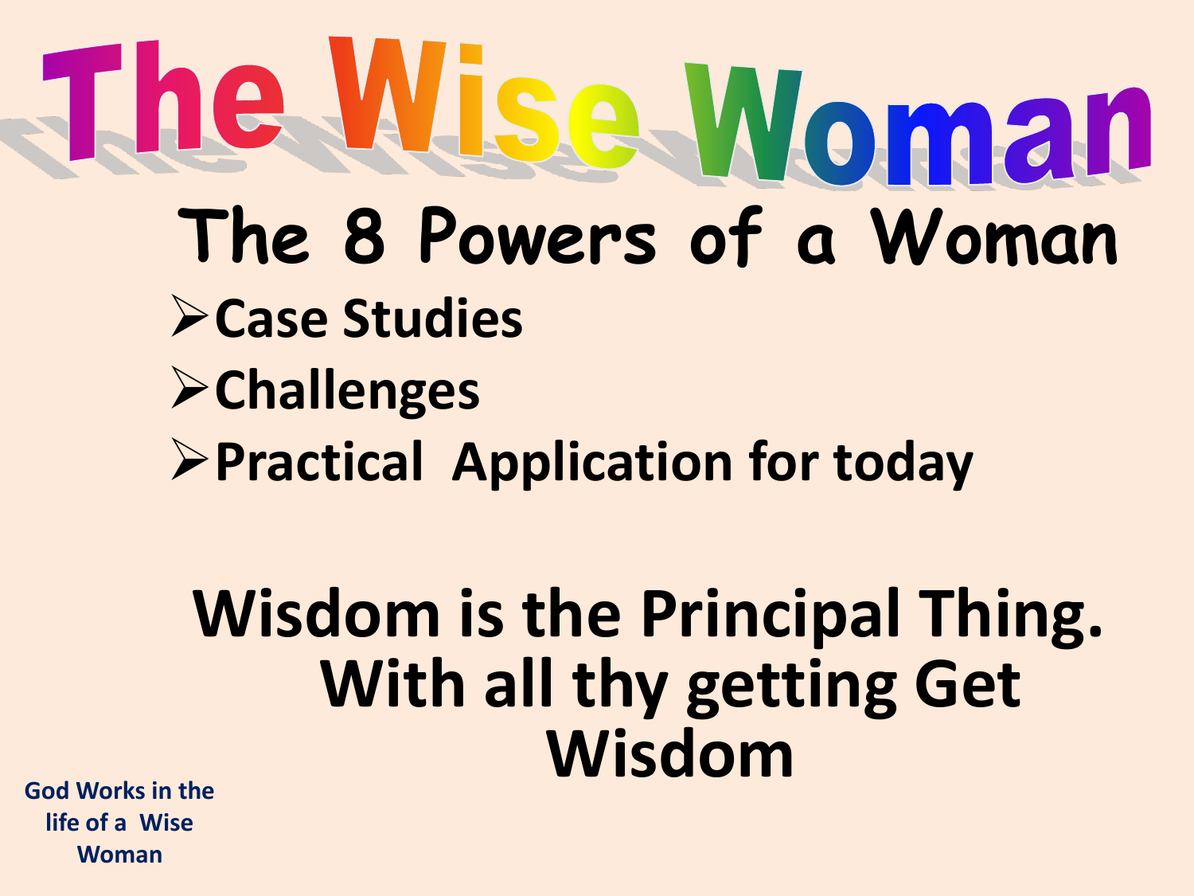# The Wise Woman

## The 8 Powers of a Woman

- Case Studies
- Challenges
- Practical Application for today

**Wisdom is the Principal Thing. With all thy getting Get Wisdom**

God Works in the life of a Wise Woman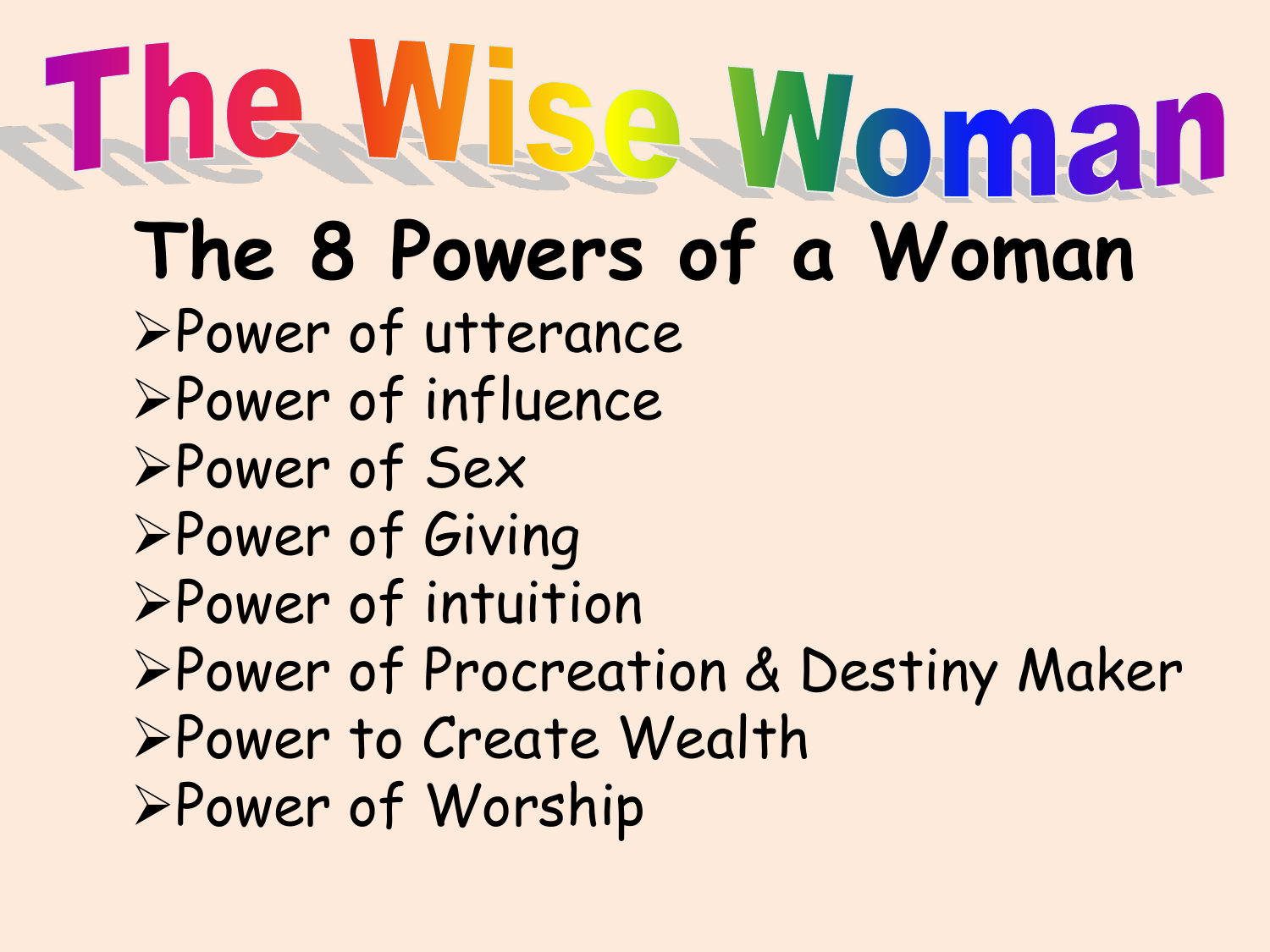# The Wise Woman

## The 8 Powers of a Woman

- Power of utterance
- Power of influence
- Power of Sex
- Power of Giving
- Power of intuition
- Power of Procreation & Destiny Maker
- Power to Create Wealth
- Power of Worship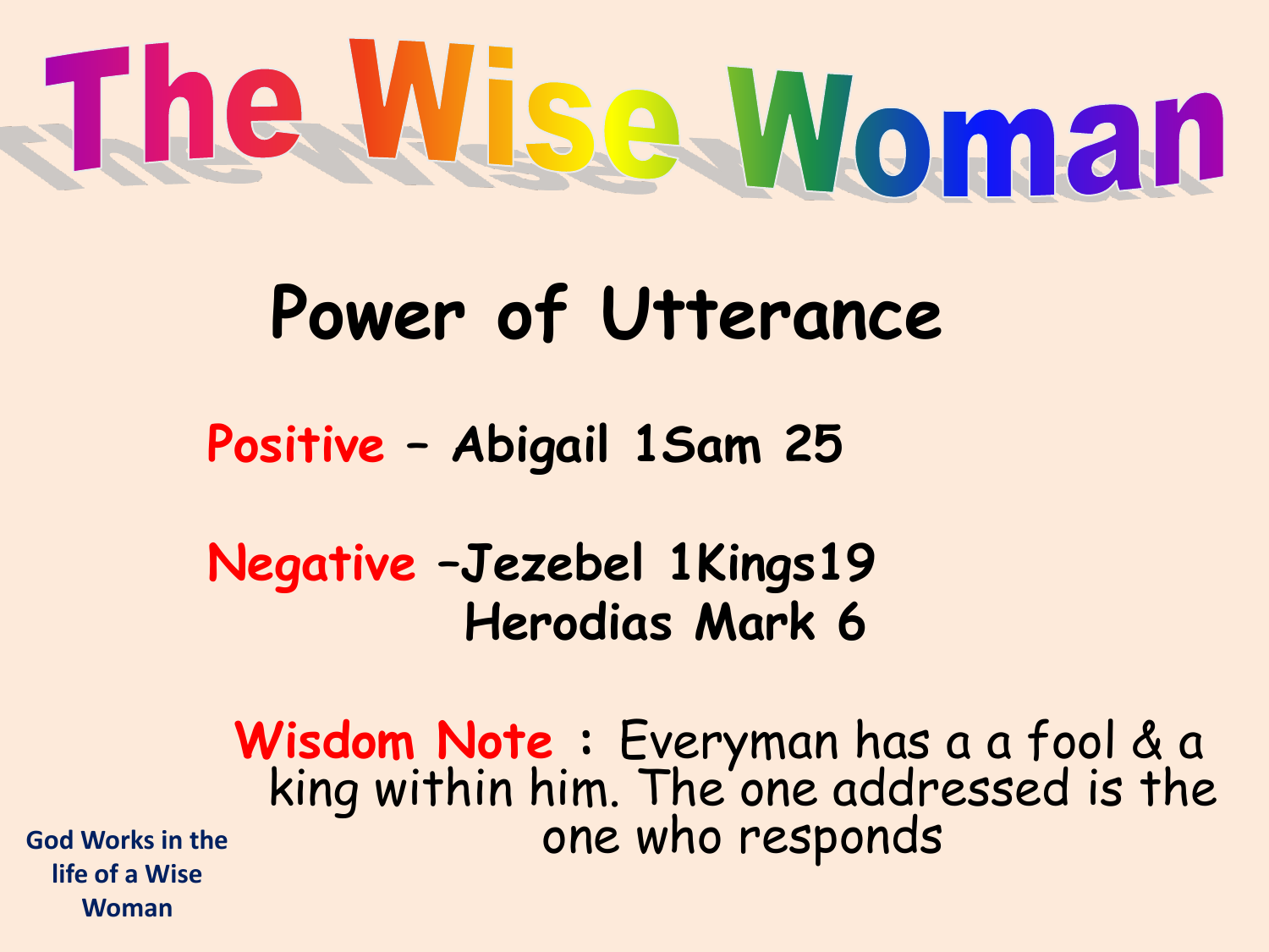# The Wise Woman

## Power of Utterance

**Positive** – Abigail 1Sam 25

**Negative** –Jezebel 1Kings19
Herodias Mark 6

**Wisdom Note** : Everyman has a a fool & a king within him. The one addressed is the one who responds

God Works in the life of a Wise Woman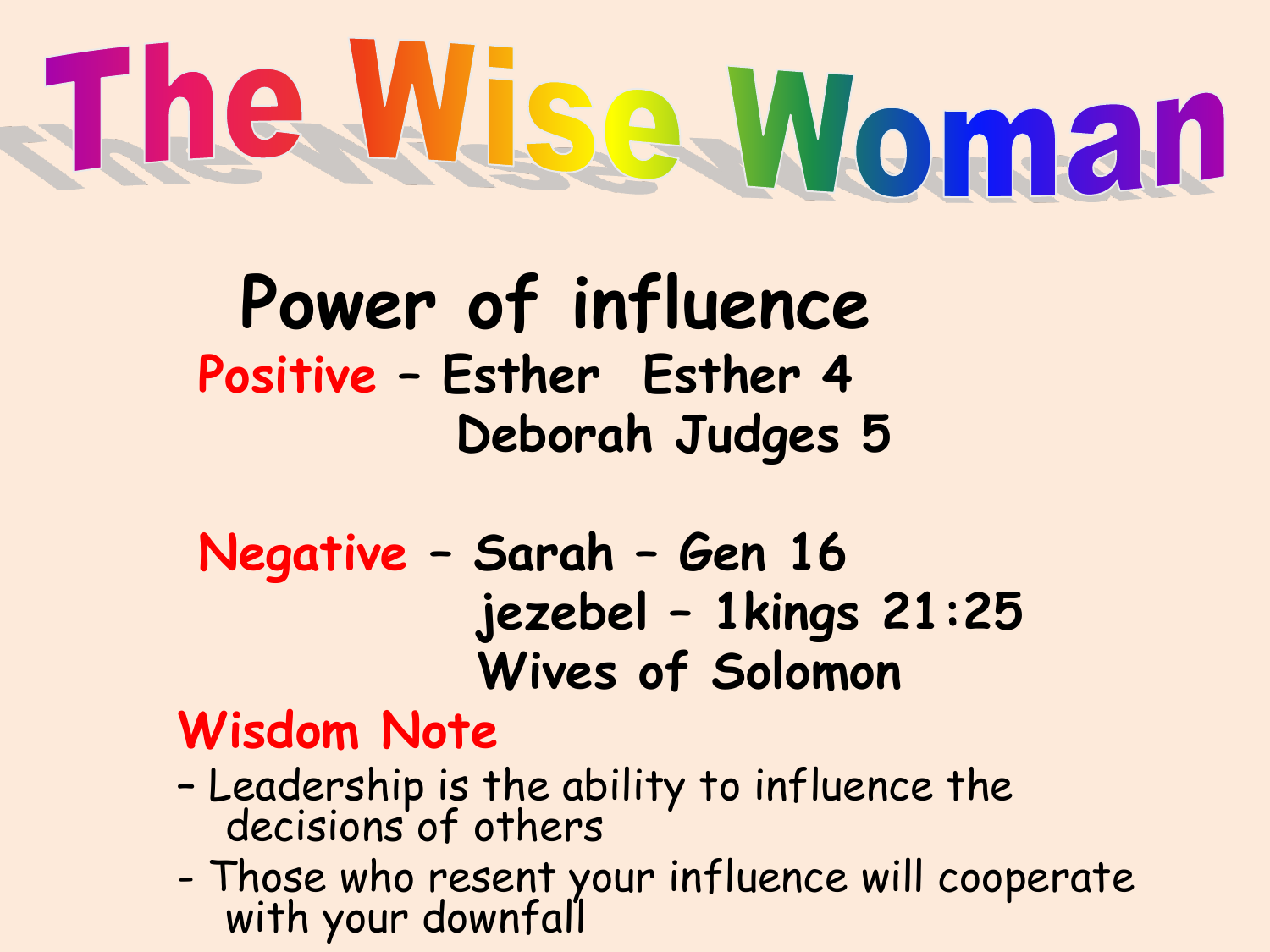# The Wise Woman

## Power of influence

**Positive** – Esther Esther 4
Deborah Judges 5

**Negative** – Sarah – Gen 16
jezebel – 1kings 21:25
Wives of Solomon

**Wisdom Note**

- Leadership is the ability to influence the decisions of others
- Those who resent your influence will cooperate with your downfall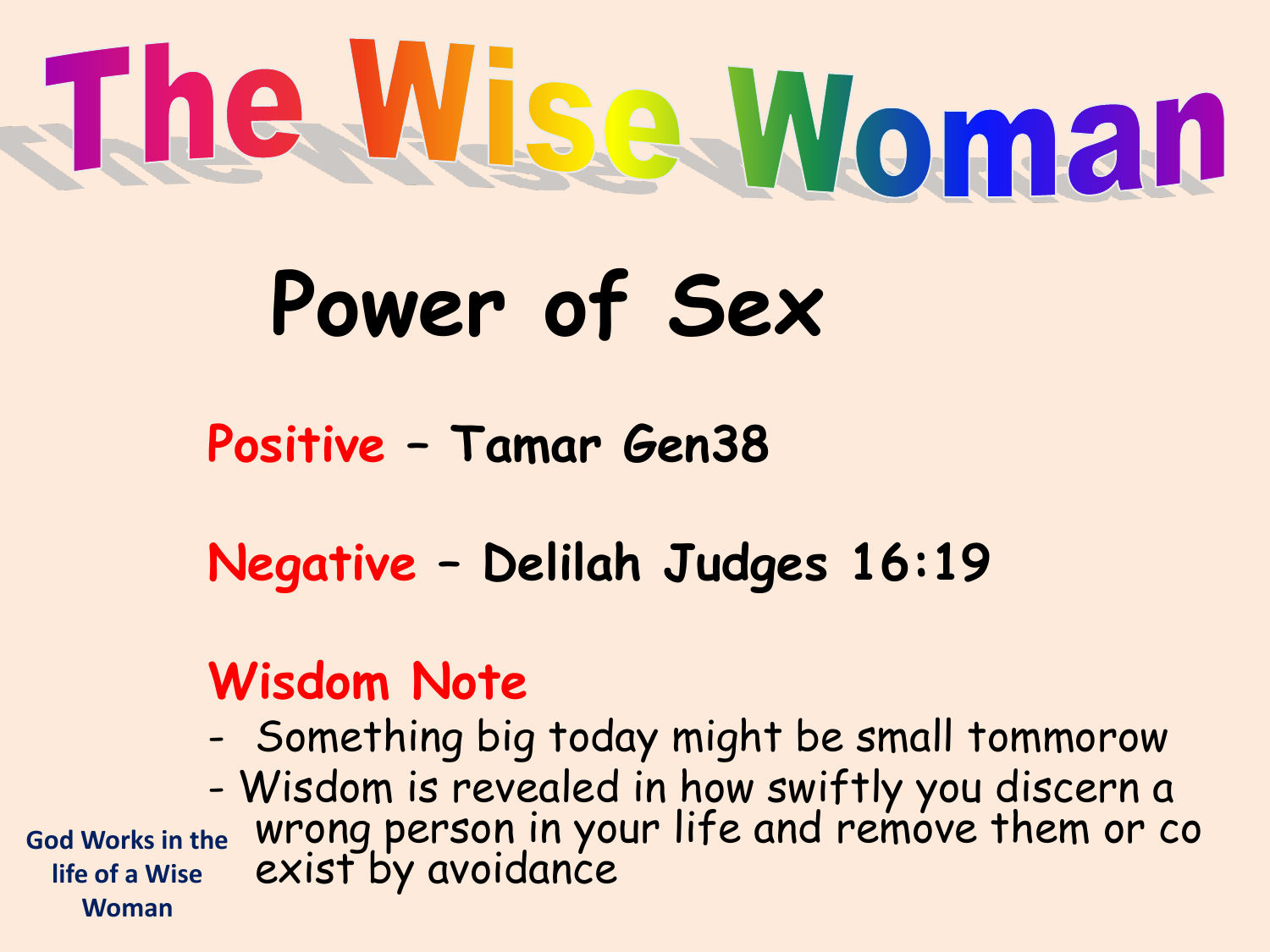# The Wise Woman

## Power of Sex

**Positive** – **Tamar Gen38**

**Negative** – **Delilah Judges 16:19**

**Wisdom Note**

- Something big today might be small tommorow
- Wisdom is revealed in how swiftly you discern a wrong person in your life and remove them or co exist by avoidance

God Works in the life of a Wise Woman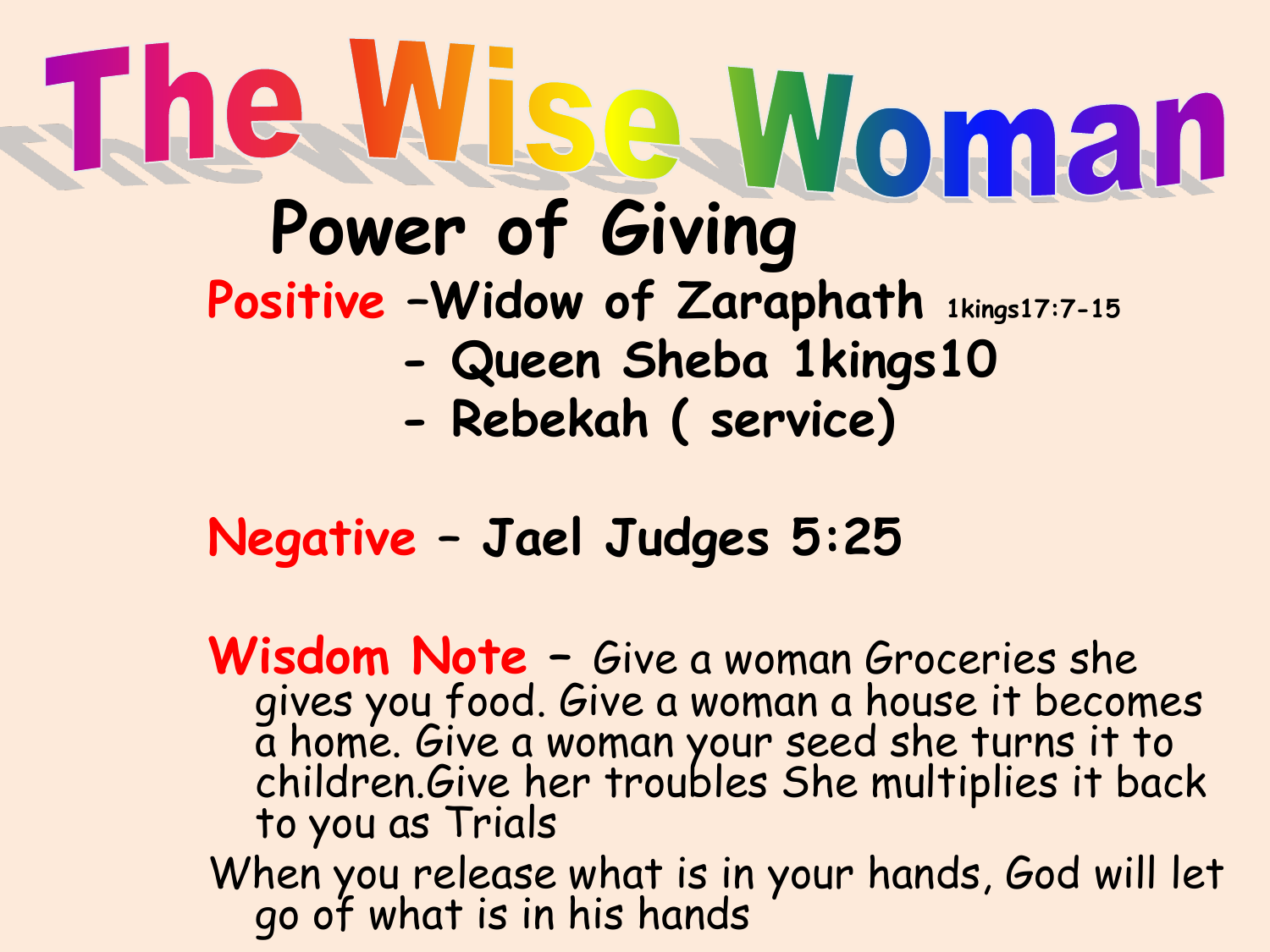# The Wise Woman

## Power of Giving

**Positive** –Widow of Zaraphath 1kings17:7-15
- Queen Sheba 1kings10
- Rebekah ( service)

**Negative** – Jael Judges 5:25

**Wisdom Note** – Give a woman Groceries she gives you food. Give a woman a house it becomes a home. Give a woman your seed she turns it to children.Give her troubles She multiplies it back to you as Trials

When you release what is in your hands, God will let go of what is in his hands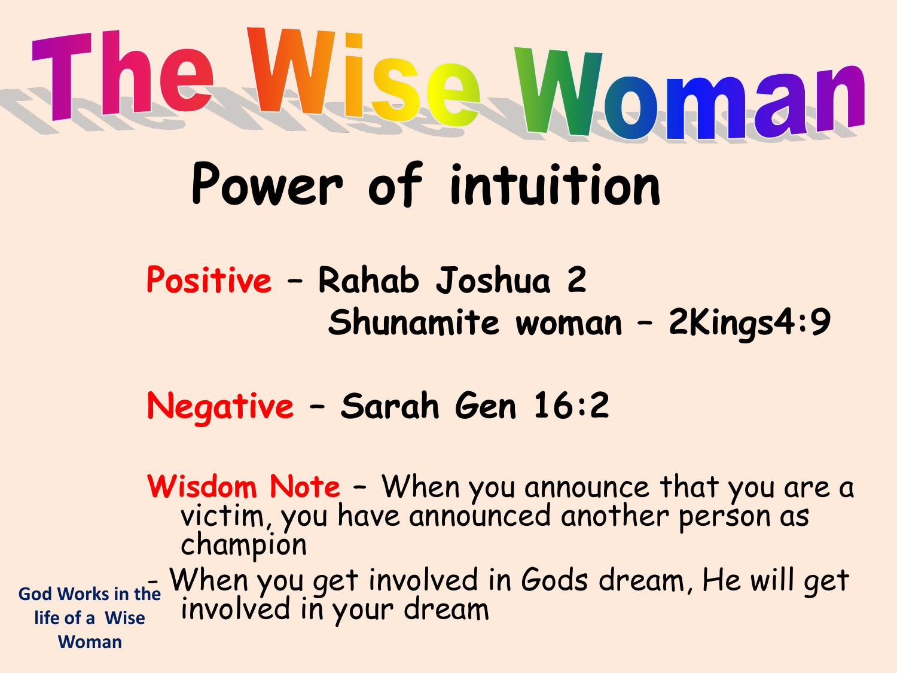# The Wise Woman

## Power of intuition

**Positive** – Rahab Joshua 2
Shunamite woman – 2Kings4:9

**Negative** – Sarah Gen 16:2

**Wisdom Note** – When you announce that you are a victim, you have announced another person as champion

- When you get involved in Gods dream, He will get involved in your dream

God Works in the life of a Wise Woman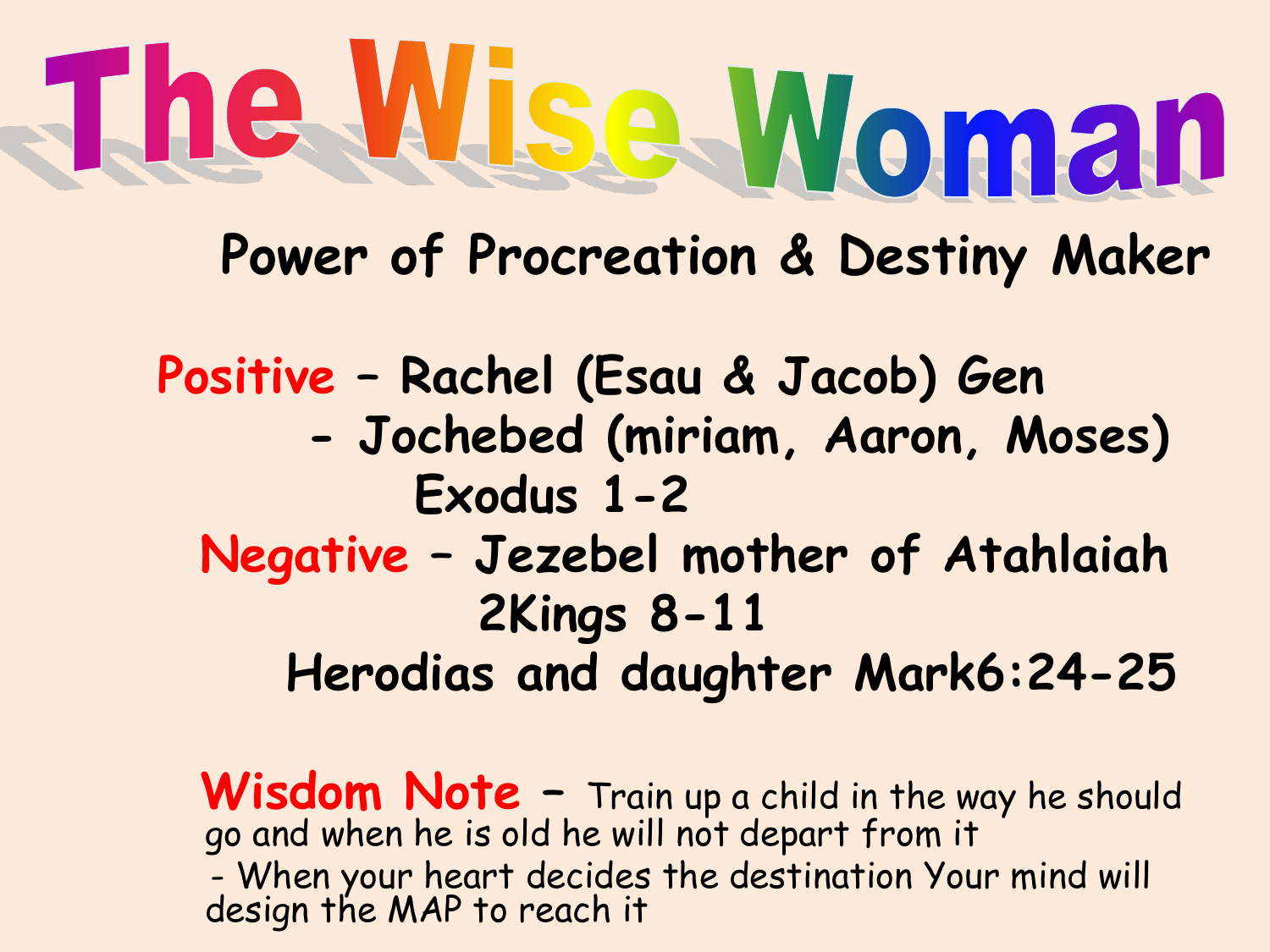# The Wise Woman

## Power of Procreation & Destiny Maker

**Positive** – Rachel (Esau & Jacob) Gen
- Jochebed (miriam, Aaron, Moses) Exodus 1-2

**Negative** – Jezebel mother of Atahlaiah 2Kings 8-11
Herodias and daughter Mark6:24-25

**Wisdom Note** – Train up a child in the way he should go and when he is old he will not depart from it
- When your heart decides the destination Your mind will design the MAP to reach it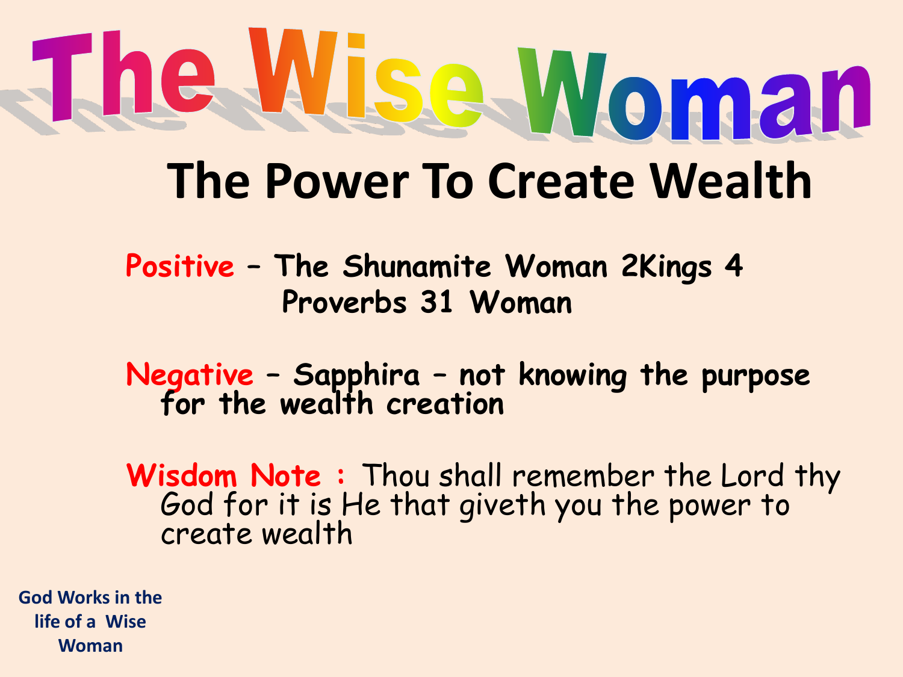# The Wise Woman

## The Power To Create Wealth

**Positive** – **The Shunamite Woman 2Kings 4**
**Proverbs 31 Woman**

**Negative** – **Sapphira – not knowing the purpose for the wealth creation**

**Wisdom Note :** Thou shall remember the Lord thy God for it is He that giveth you the power to create wealth

**God Works in the life of a Wise Woman**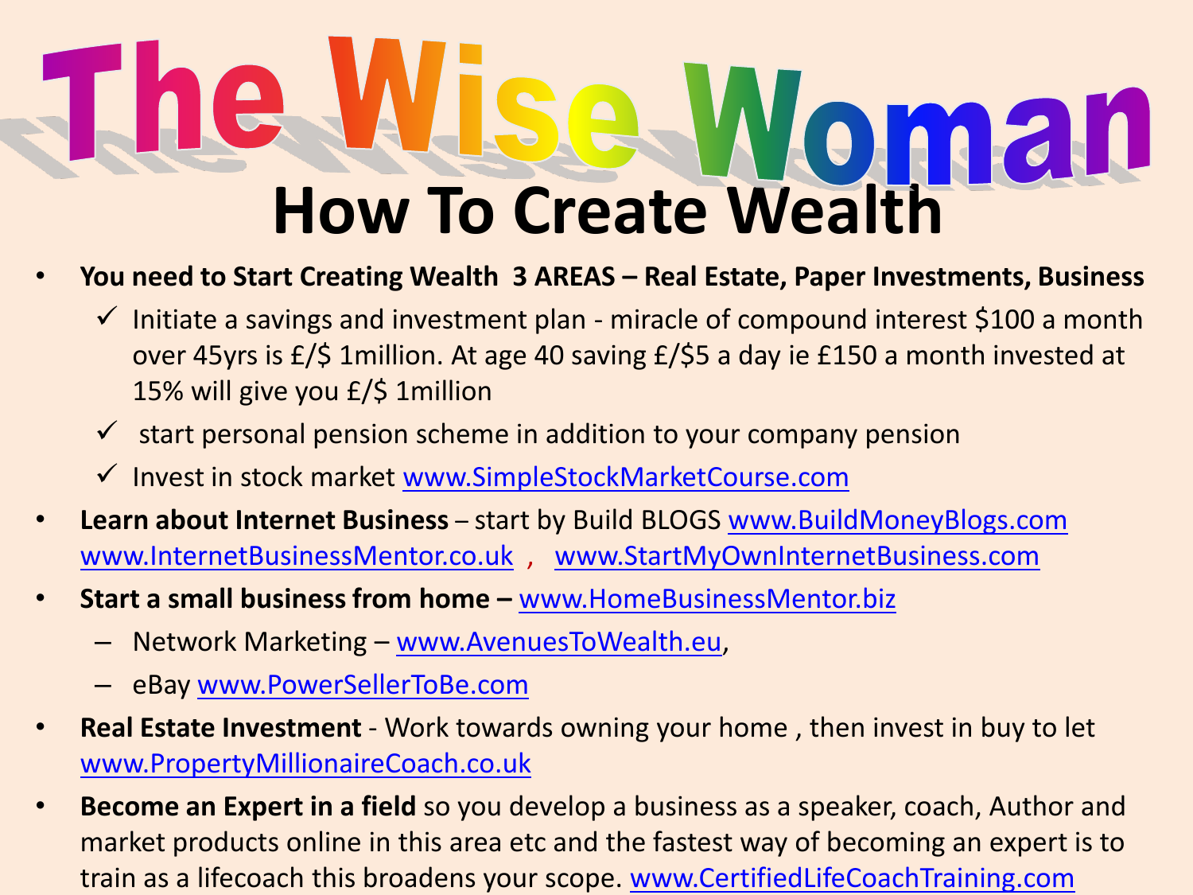# The Wise Woman

## How To Create Wealth

- **You need to Start Creating Wealth 3 AREAS – Real Estate, Paper Investments, Business**
  - ✓ Initiate a savings and investment plan - miracle of compound interest $100 a month over 45yrs is £/$ 1million. At age 40 saving £/$5 a day ie £150 a month invested at 15% will give you £/$ 1million
  - ✓ start personal pension scheme in addition to your company pension
  - ✓ Invest in stock market www.SimpleStockMarketCourse.com
- **Learn about Internet Business** – start by Build BLOGS www.BuildMoneyBlogs.com www.InternetBusinessMentor.co.uk , www.StartMyOwnInternetBusiness.com
- **Start a small business from home –** www.HomeBusinessMentor.biz
  - Network Marketing – www.AvenuesToWealth.eu,
  - eBay www.PowerSellerToBe.com
- **Real Estate Investment** - Work towards owning your home , then invest in buy to let www.PropertyMillionaireCoach.co.uk
- **Become an Expert in a field** so you develop a business as a speaker, coach, Author and market products online in this area etc and the fastest way of becoming an expert is to train as a lifecoach this broadens your scope. www.CertifiedLifeCoachTraining.com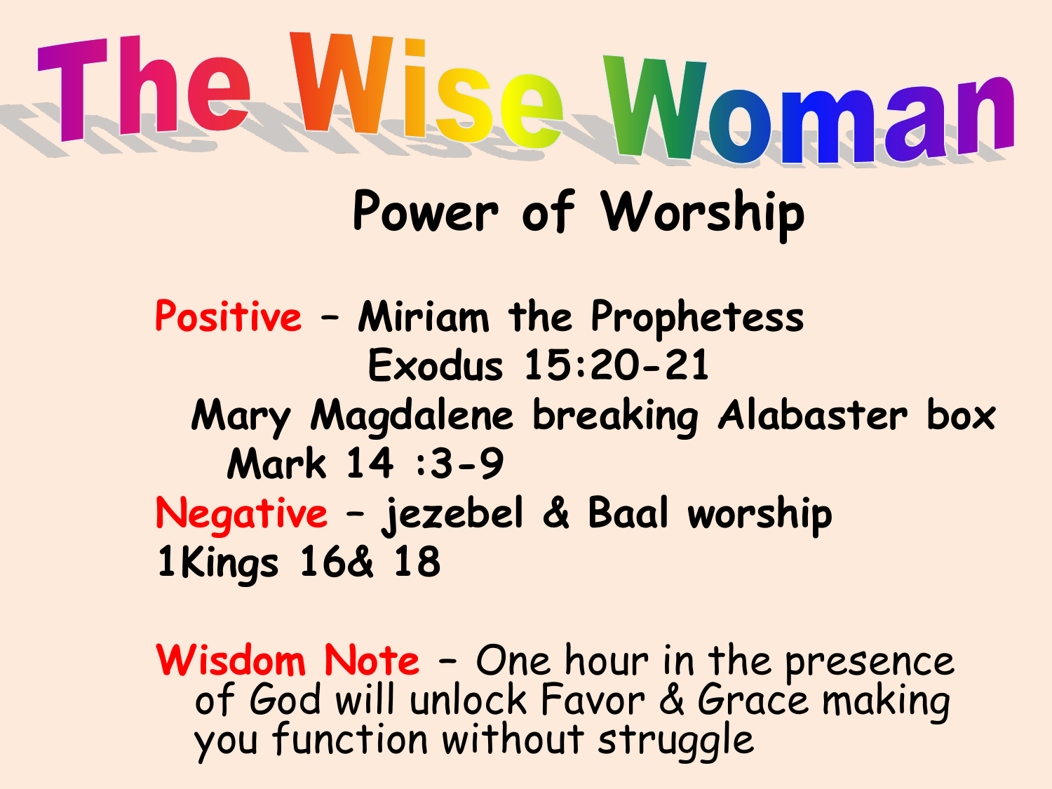# The Wise Woman

## Power of Worship

**Positive** – **Miriam the Prophetess**
**Exodus 15:20-21**
**Mary Magdalene breaking Alabaster box**
**Mark 14 :3-9**
**Negative** – **jezebel & Baal worship**
**1Kings 16& 18**

**Wisdom Note** – One hour in the presence of God will unlock Favor & Grace making you function without struggle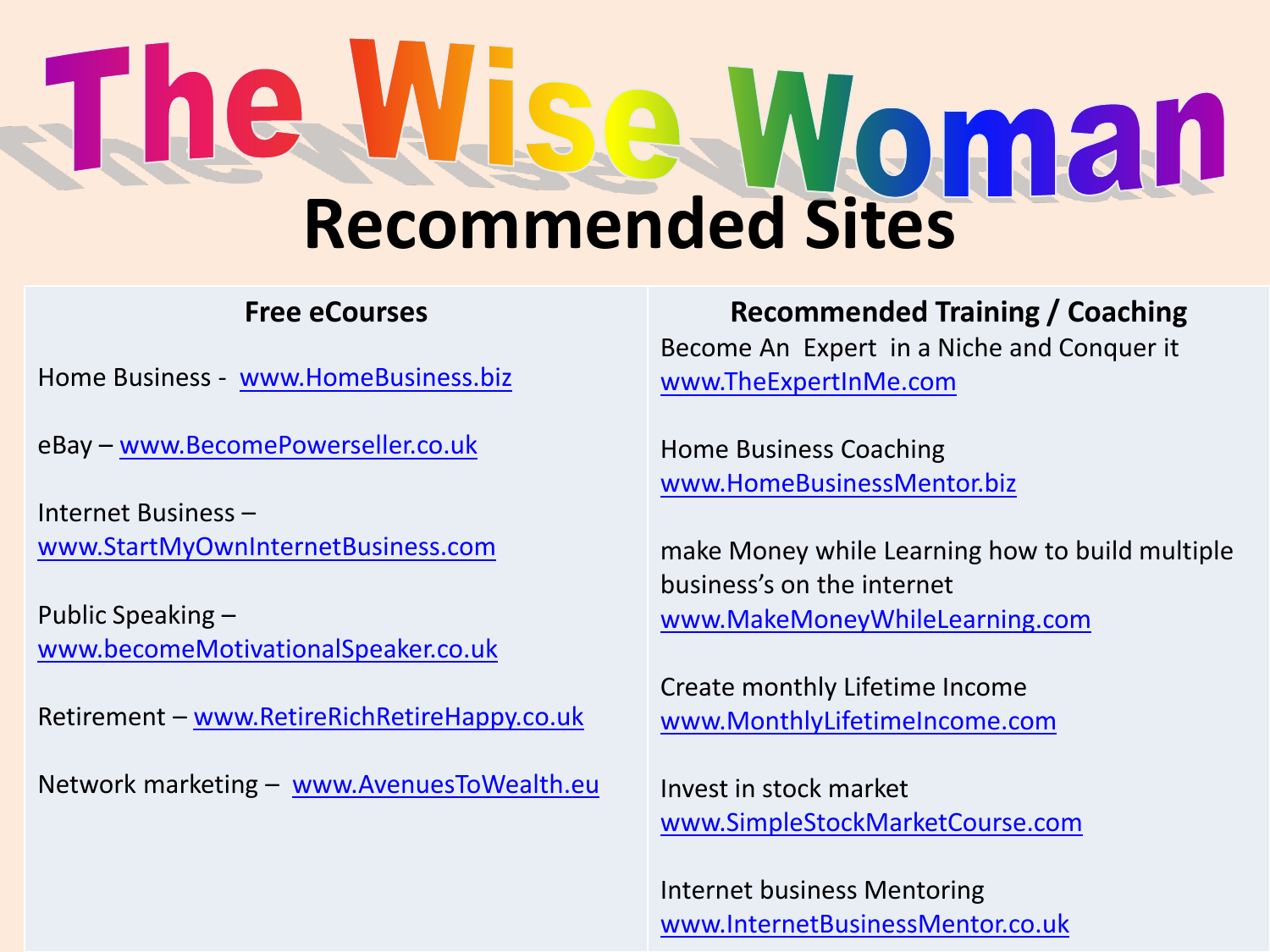# The Wise Woman

## Recommended Sites

### Free eCourses

Home Business - www.HomeBusiness.biz

eBay – www.BecomePowerseller.co.uk

Internet Business – www.StartMyOwnInternetBusiness.com

Public Speaking – www.becomeMotivationalSpeaker.co.uk

Retirement – www.RetireRichRetireHappy.co.uk

Network marketing – www.AvenuesToWealth.eu

### Recommended Training / Coaching

Become An Expert in a Niche and Conquer it
www.TheExpertInMe.com

Home Business Coaching
www.HomeBusinessMentor.biz

make Money while Learning how to build multiple business's on the internet
www.MakeMoneyWhileLearning.com

Create monthly Lifetime Income
www.MonthlyLifetimeIncome.com

Invest in stock market
www.SimpleStockMarketCourse.com

Internet business Mentoring
www.InternetBusinessMentor.co.uk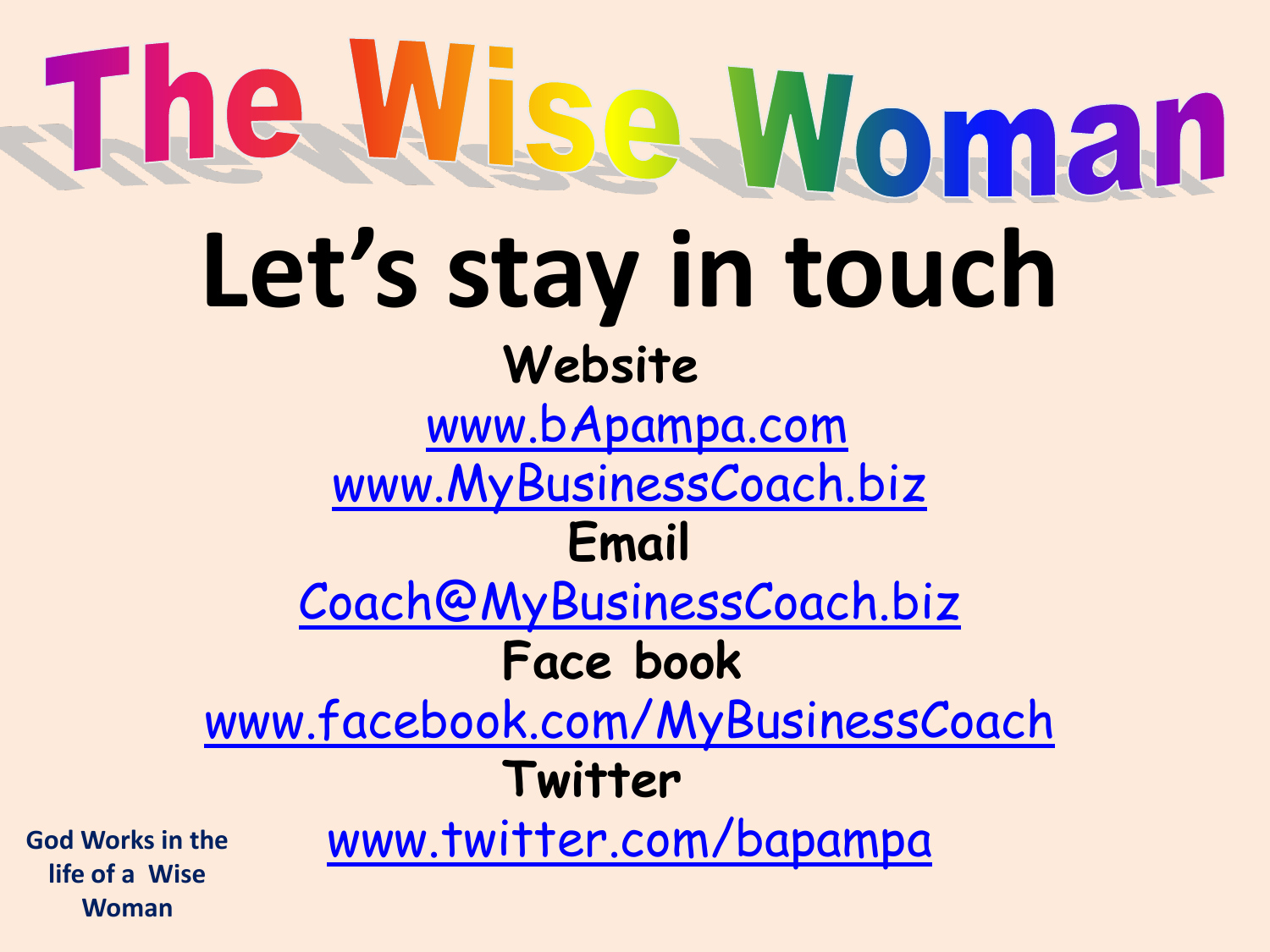# The Wise Woman

## Let's stay in touch

**Website**

www.bApampa.com

www.MyBusinessCoach.biz

**Email**

Coach@MyBusinessCoach.biz

**Face book**

www.facebook.com/MyBusinessCoach

**Twitter**

www.twitter.com/bapampa

**God Works in the life of a Wise Woman**